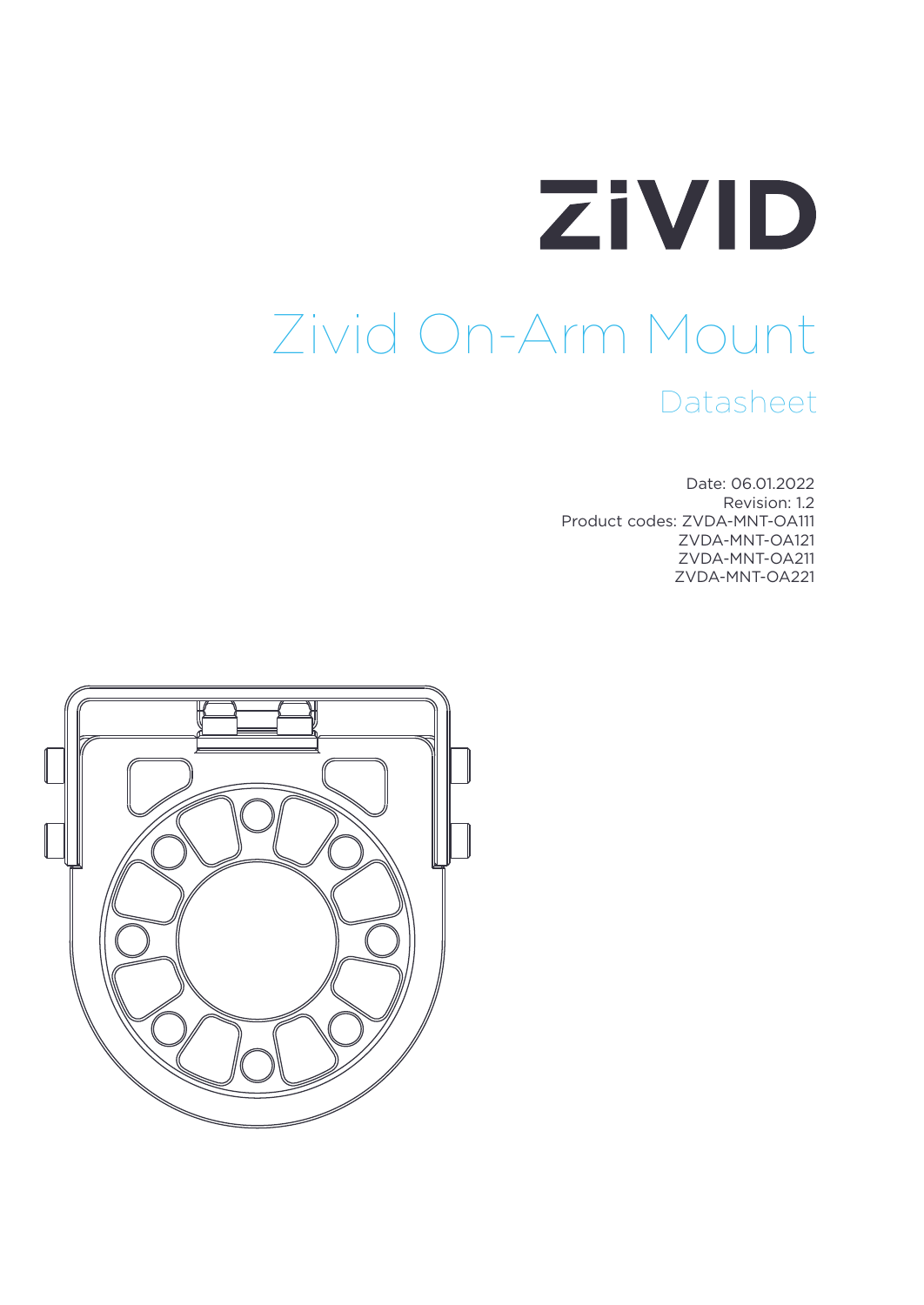ZIVID

# Zivid On-Arm Mount

## Datasheet

Date: 06.01.2022
Revision: 1.2
Product codes: ZVDA-MNT-OA111
ZVDA-MNT-OA121
ZVDA-MNT-OA211
ZVDA-MNT-OA221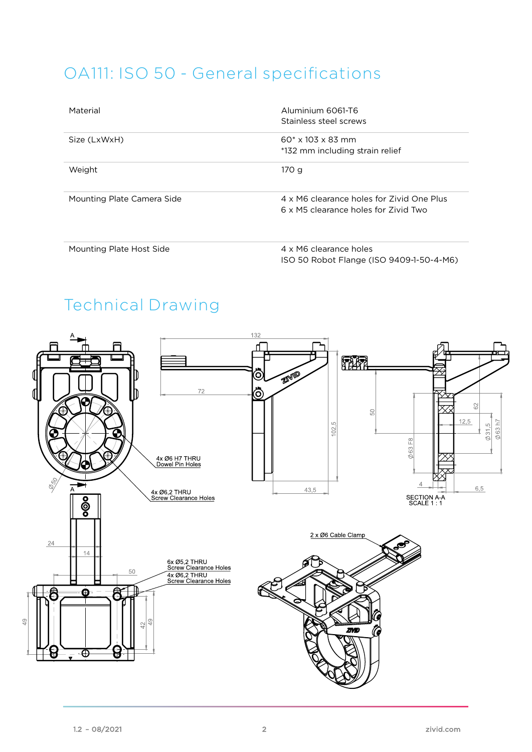# OA111: ISO 50 - General specifications

| | |
|---|---|
| Material | Aluminium 6061-T6<br>Stainless steel screws |
| Size (LxWxH) | 60* x 103 x 83 mm<br>*132 mm including strain relief |
| Weight | 170 g |
| Mounting Plate Camera Side | 4 x M6 clearance holes for Zivid One Plus<br>6 x M5 clearance holes for Zivid Two |
| Mounting Plate Host Side | 4 x M6 clearance holes<br>ISO 50 Robot Flange (ISO 9409-1-50-4-M6) |

# Technical Drawing

4x Ø6 H7 THRU
Dowel Pin Holes

4x Ø6,2 THRU
Screw Clearance Holes

6x Ø5,2 THRU
Screw Clearance Holes
4x Ø6,2 THRU
Screw Clearance Holes

2 x Ø6 Cable Clamp

SECTION A-A
SCALE 1 : 1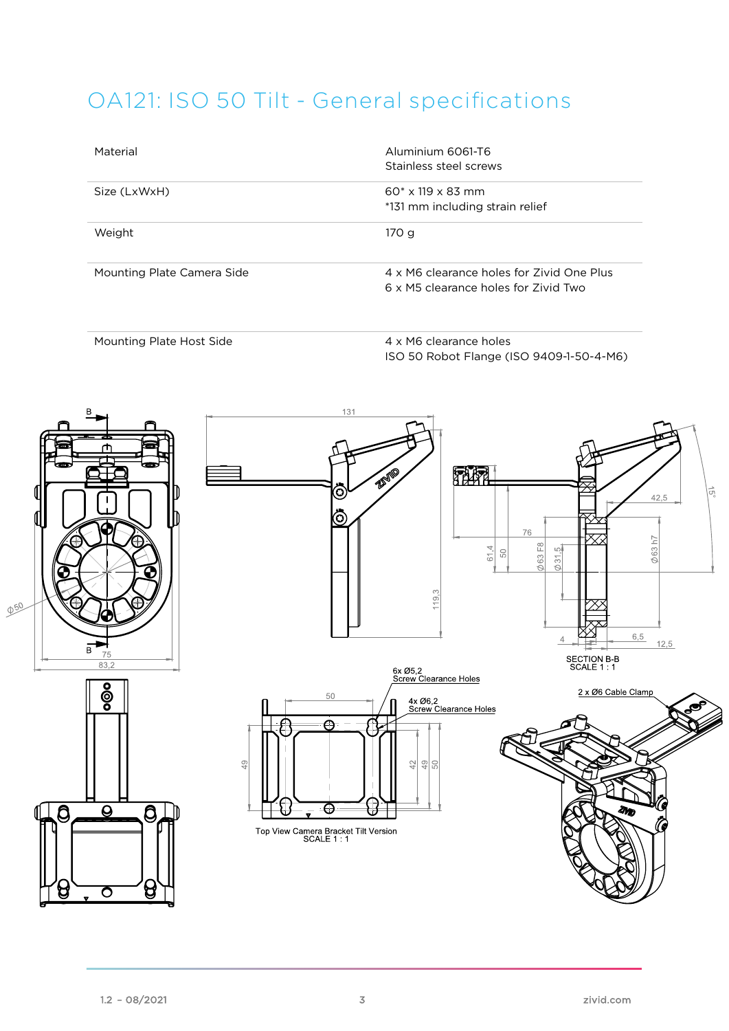# OA121: ISO 50 Tilt - General specifications

| | |
|---|---|
| Material | Aluminium 6061-T6<br>Stainless steel screws |
| Size (LxWxH) | 60* x 119 x 83 mm<br>*131 mm including strain relief |
| Weight | 170 g |
| Mounting Plate Camera Side | 4 x M6 clearance holes for Zivid One Plus<br>6 x M5 clearance holes for Zivid Two |
| Mounting Plate Host Side | 4 x M6 clearance holes<br>ISO 50 Robot Flange (ISO 9409-1-50-4-M6) |

SECTION B-B
SCALE 1 : 1

6x Ø5,2
Screw Clearance Holes

4x Ø6,2
Screw Clearance Holes

Top View Camera Bracket Tilt Version
SCALE 1 : 1

2 x Ø6 Cable Clamp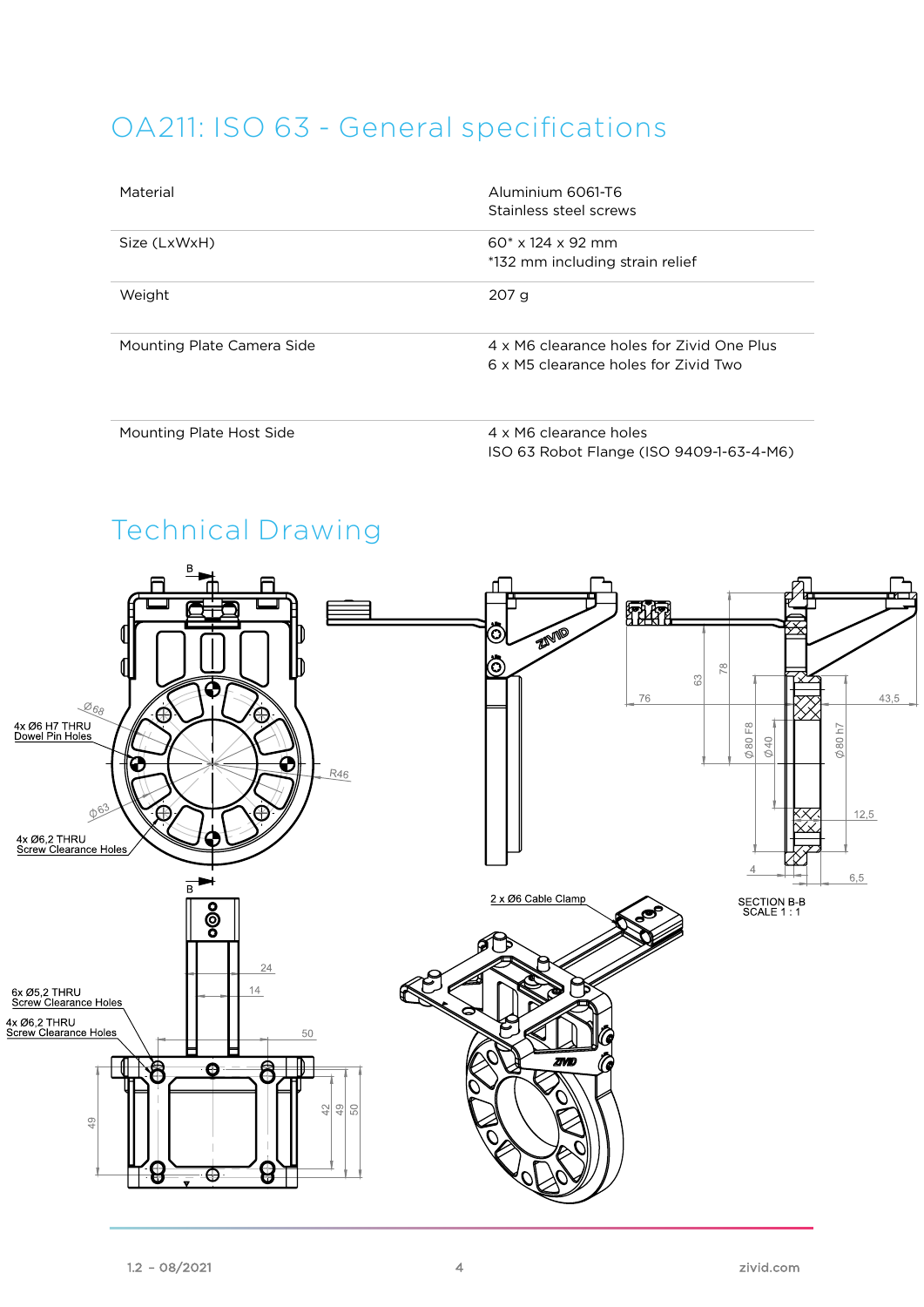# OA211: ISO 63 - General specifications

| | |
|---|---|
| Material | Aluminium 6061-T6<br>Stainless steel screws |
| Size (LxWxH) | 60* x 124 x 92 mm<br>*132 mm including strain relief |
| Weight | 207 g |
| Mounting Plate Camera Side | 4 x M6 clearance holes for Zivid One Plus<br>6 x M5 clearance holes for Zivid Two |
| Mounting Plate Host Side | 4 x M6 clearance holes<br>ISO 63 Robot Flange (ISO 9409-1-63-4-M6) |

# Technical Drawing

B

Ø68

4x Ø6 H7 THRU
Dowel Pin Holes

R46

Ø63

4x Ø6,2 THRU
Screw Clearance Holes

B

76

63

78

43,5

Ø80 F8

Ø40

Ø80 h7

12,5

4

6,5

SECTION B-B
SCALE 1 : 1

2 x Ø6 Cable Clamp

6x Ø5,2 THRU
Screw Clearance Holes

4x Ø6,2 THRU
Screw Clearance Holes

24

14

50

49

42

49

50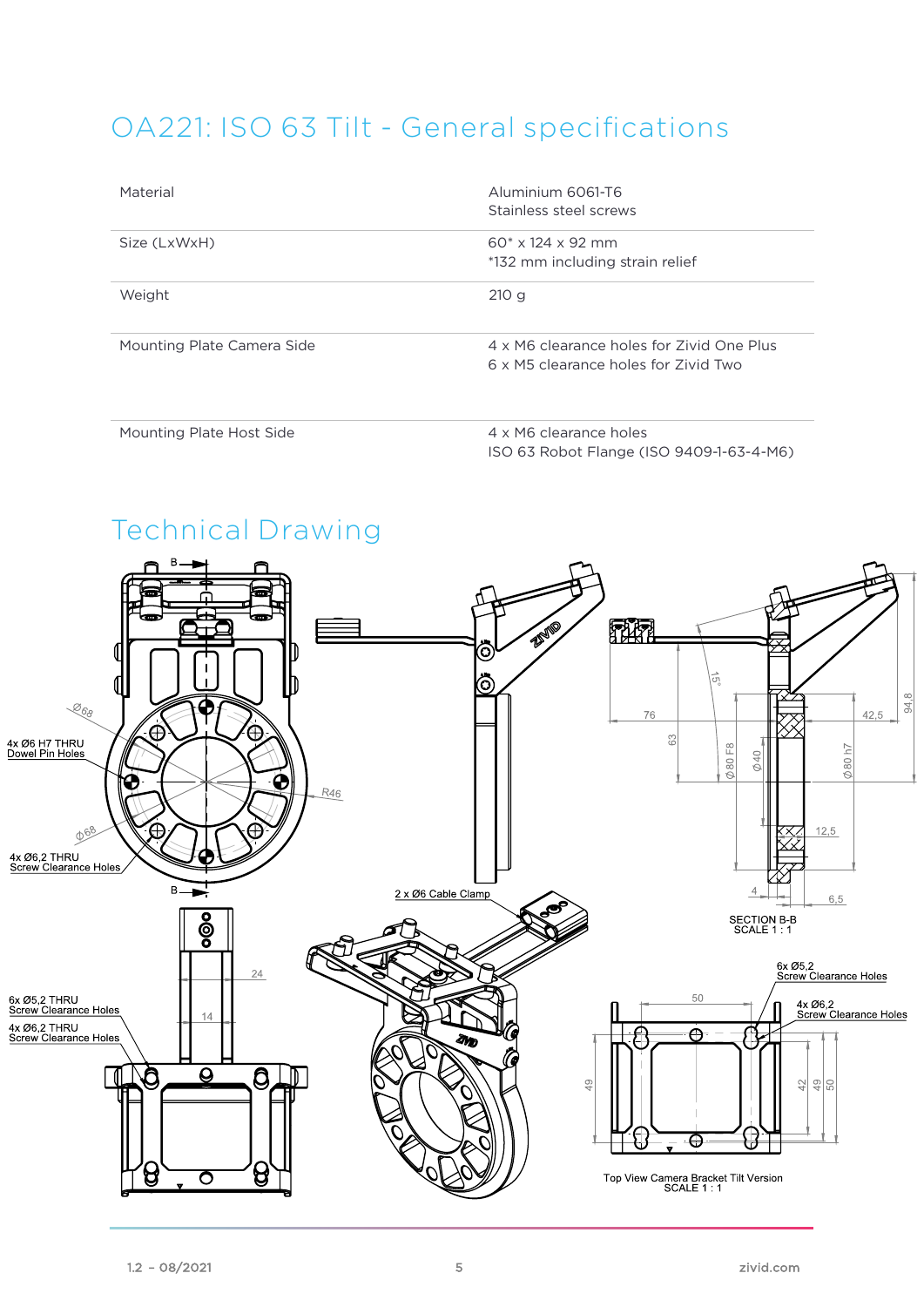# OA221: ISO 63 Tilt - General specifications

| | |
|---|---|
| Material | Aluminium 6061-T6<br>Stainless steel screws |
| Size (LxWxH) | 60* x 124 x 92 mm<br>*132 mm including strain relief |
| Weight | 210 g |
| Mounting Plate Camera Side | 4 x M6 clearance holes for Zivid One Plus<br>6 x M5 clearance holes for Zivid Two |
| Mounting Plate Host Side | 4 x M6 clearance holes<br>ISO 63 Robot Flange (ISO 9409-1-63-4-M6) |

# Technical Drawing

B

Ø68

4x Ø6 H7 THRU
Dowel Pin Holes

R46

Ø68

4x Ø6,2 THRU
Screw Clearance Holes

B

ZIVID

76

63

15°

Ø80 F8

Ø40

42,5

94,8

Ø80 h7

12,5

4

6,5

SECTION B-B
SCALE 1 : 1

2 x Ø6 Cable Clamp

24

14

6x Ø5,2 THRU
Screw Clearance Holes

4x Ø6,2 THRU
Screw Clearance Holes

ZIVID

6x Ø5,2
Screw Clearance Holes

4x Ø6,2
Screw Clearance Holes

50

49

42

49

50

Top View Camera Bracket Tilt Version
SCALE 1 : 1

1.2 – 08/2021

zivid.com